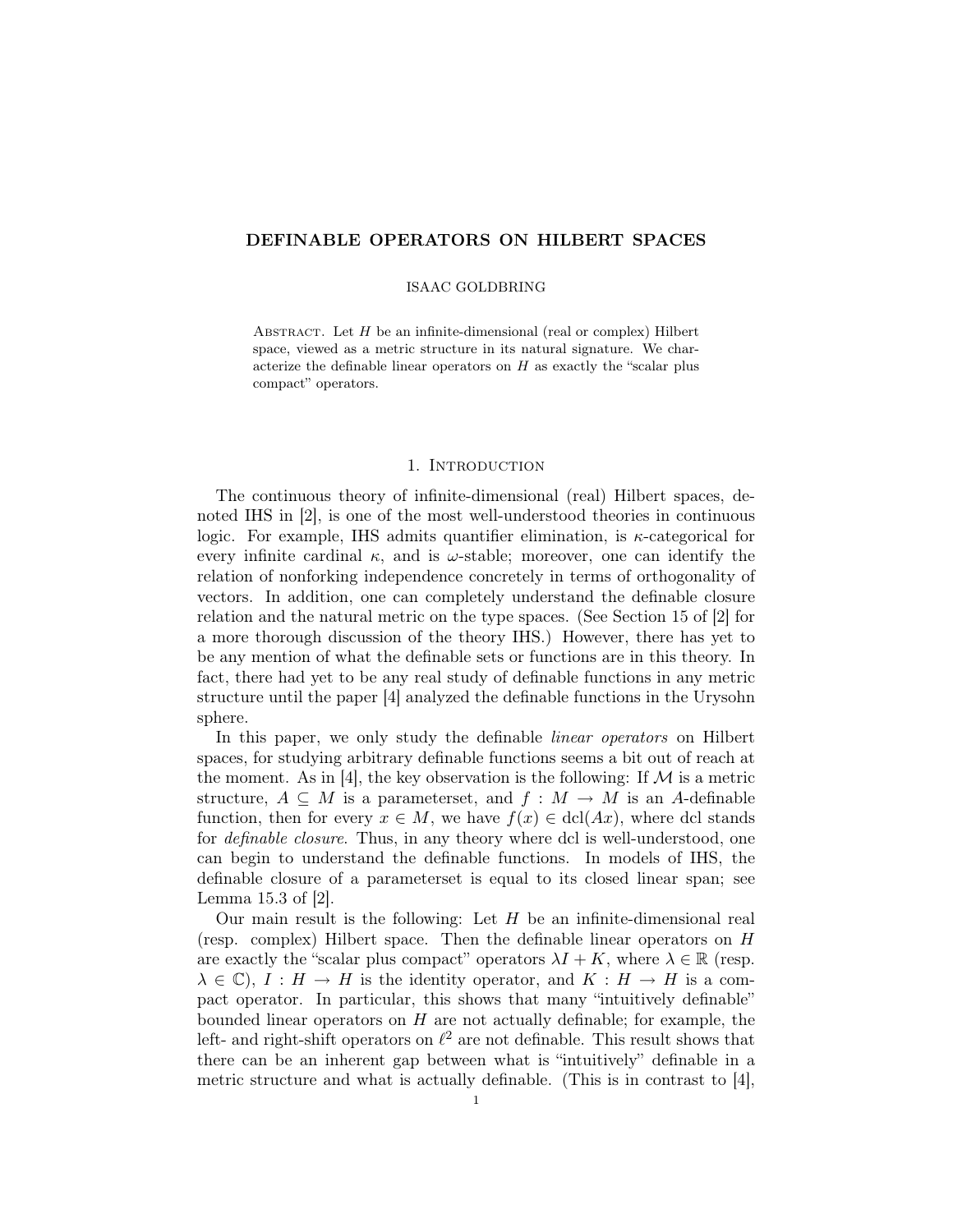# DEFINABLE OPERATORS ON HILBERT SPACES

ISAAC GOLDBRING

Abstract. Let $H$ be an infinite-dimensional (real or complex) Hilbert space, viewed as a metric structure in its natural signature. We characterize the definable linear operators on $H$ as exactly the "scalar plus compact" operators.

## 1. Introduction

The continuous theory of infinite-dimensional (real) Hilbert spaces, denoted IHS in [2], is one of the most well-understood theories in continuous logic. For example, IHS admits quantifier elimination, is $\kappa$-categorical for every infinite cardinal $\kappa$, and is $\omega$-stable; moreover, one can identify the relation of nonforking independence concretely in terms of orthogonality of vectors. In addition, one can completely understand the definable closure relation and the natural metric on the type spaces. (See Section 15 of [2] for a more thorough discussion of the theory IHS.) However, there has yet to be any mention of what the definable sets or functions are in this theory. In fact, there had yet to be any real study of definable functions in any metric structure until the paper [4] analyzed the definable functions in the Urysohn sphere.

In this paper, we only study the definable *linear operators* on Hilbert spaces, for studying arbitrary definable functions seems a bit out of reach at the moment. As in [4], the key observation is the following: If $\mathcal{M}$ is a metric structure, $A \subseteq M$ is a parameterset, and $f : M \to M$ is an $A$-definable function, then for every $x \in M$, we have $f(x) \in \operatorname{dcl}(Ax)$, where dcl stands for *definable closure*. Thus, in any theory where dcl is well-understood, one can begin to understand the definable functions. In models of IHS, the definable closure of a parameterset is equal to its closed linear span; see Lemma 15.3 of [2].

Our main result is the following: Let $H$ be an infinite-dimensional real (resp. complex) Hilbert space. Then the definable linear operators on $H$ are exactly the "scalar plus compact" operators $\lambda I + K$, where $\lambda \in \mathbb{R}$ (resp. $\lambda \in \mathbb{C}$), $I : H \to H$ is the identity operator, and $K : H \to H$ is a compact operator. In particular, this shows that many "intuitively definable" bounded linear operators on $H$ are not actually definable; for example, the left- and right-shift operators on $\ell^2$ are not definable. This result shows that there can be an inherent gap between what is "intuitively" definable in a metric structure and what is actually definable. (This is in contrast to [4],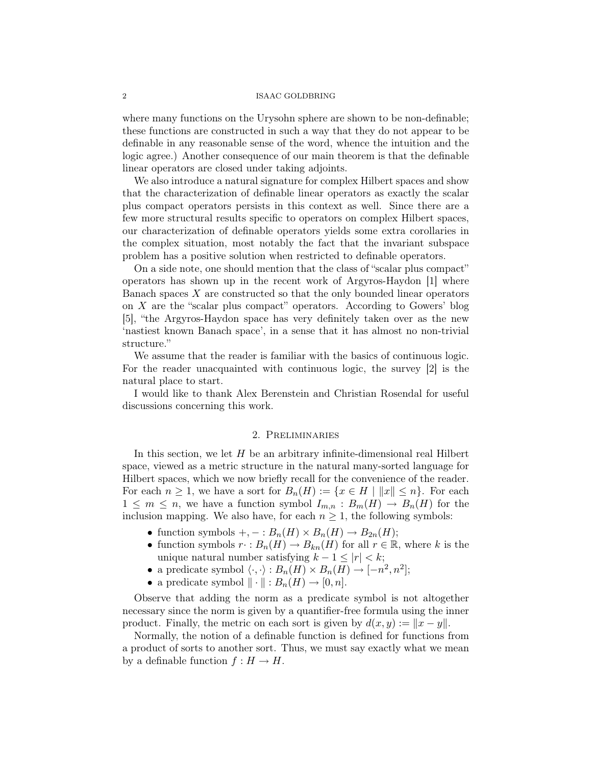where many functions on the Urysohn sphere are shown to be non-definable; these functions are constructed in such a way that they do not appear to be definable in any reasonable sense of the word, whence the intuition and the logic agree.) Another consequence of our main theorem is that the definable linear operators are closed under taking adjoints.

We also introduce a natural signature for complex Hilbert spaces and show that the characterization of definable linear operators as exactly the scalar plus compact operators persists in this context as well. Since there are a few more structural results specific to operators on complex Hilbert spaces, our characterization of definable operators yields some extra corollaries in the complex situation, most notably the fact that the invariant subspace problem has a positive solution when restricted to definable operators.

On a side note, one should mention that the class of "scalar plus compact" operators has shown up in the recent work of Argyros-Haydon [1] where Banach spaces $X$ are constructed so that the only bounded linear operators on $X$ are the "scalar plus compact" operators. According to Gowers' blog [5], "the Argyros-Haydon space has very definitely taken over as the new 'nastiest known Banach space', in a sense that it has almost no non-trivial structure."

We assume that the reader is familiar with the basics of continuous logic. For the reader unacquainted with continuous logic, the survey [2] is the natural place to start.

I would like to thank Alex Berenstein and Christian Rosendal for useful discussions concerning this work.

## 2. Preliminaries

In this section, we let $H$ be an arbitrary infinite-dimensional real Hilbert space, viewed as a metric structure in the natural many-sorted language for Hilbert spaces, which we now briefly recall for the convenience of the reader. For each $n \geq 1$, we have a sort for $B_n(H) := \{x \in H \mid \|x\| \leq n\}$. For each $1 \leq m \leq n$, we have a function symbol $I_{m,n} : B_m(H) \to B_n(H)$ for the inclusion mapping. We also have, for each $n \geq 1$, the following symbols:

- function symbols $+, - : B_n(H) \times B_n(H) \to B_{2n}(H)$;
- function symbols $r\cdot : B_n(H) \to B_{kn}(H)$ for all $r \in \mathbb{R}$, where $k$ is the unique natural number satisfying $k - 1 \leq |r| < k$;
- a predicate symbol $\langle \cdot, \cdot \rangle : B_n(H) \times B_n(H) \to [-n^2, n^2]$;
- a predicate symbol $\| \cdot \| : B_n(H) \to [0, n]$.

Observe that adding the norm as a predicate symbol is not altogether necessary since the norm is given by a quantifier-free formula using the inner product. Finally, the metric on each sort is given by $d(x, y) := \|x - y\|$.

Normally, the notion of a definable function is defined for functions from a product of sorts to another sort. Thus, we must say exactly what we mean by a definable function $f : H \to H$.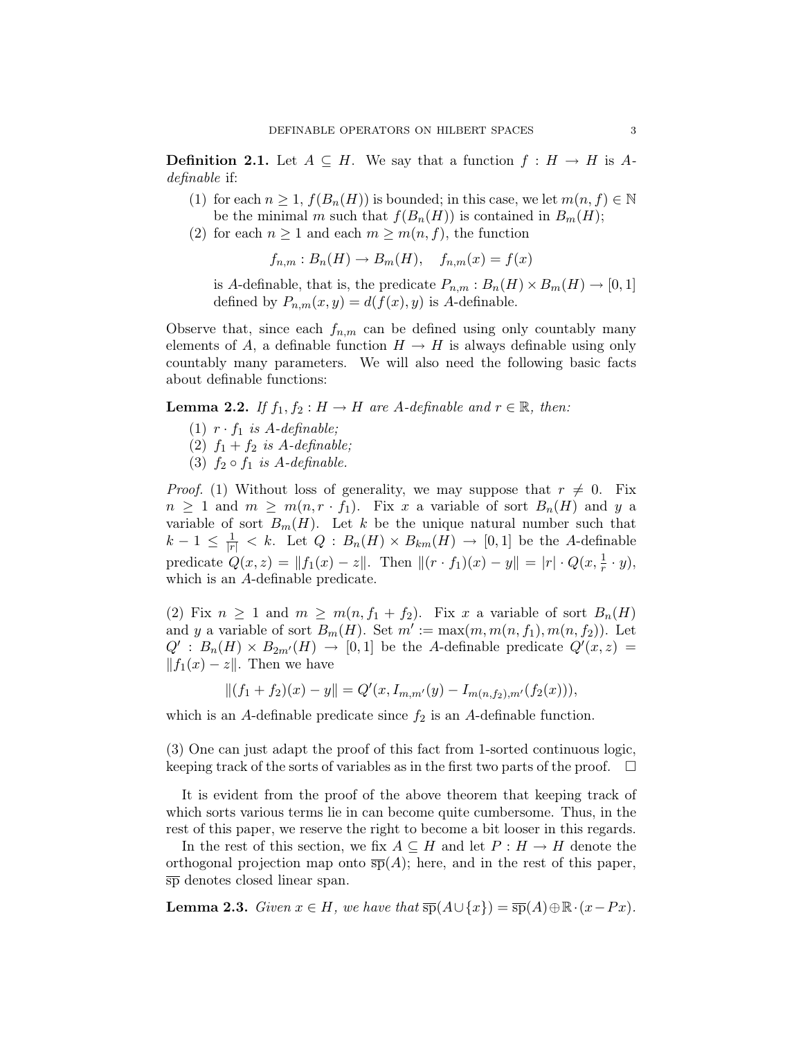**Definition 2.1.** Let $A \subseteq H$. We say that a function $f : H \to H$ is *$A$-definable* if:

1. for each $n \geq 1$, $f(B_n(H))$ is bounded; in this case, we let $m(n, f) \in \mathbb{N}$ be the minimal $m$ such that $f(B_n(H))$ is contained in $B_m(H)$;
2. for each $n \geq 1$ and each $m \geq m(n, f)$, the function
$$f_{n,m} : B_n(H) \to B_m(H), \quad f_{n,m}(x) = f(x)$$
is $A$-definable, that is, the predicate $P_{n,m} : B_n(H) \times B_m(H) \to [0, 1]$ defined by $P_{n,m}(x, y) = d(f(x), y)$ is $A$-definable.

Observe that, since each $f_{n,m}$ can be defined using only countably many elements of $A$, a definable function $H \to H$ is always definable using only countably many parameters. We will also need the following basic facts about definable functions:

**Lemma 2.2.** *If $f_1, f_2 : H \to H$ are $A$-definable and $r \in \mathbb{R}$, then:*

1. *$r \cdot f_1$ is $A$-definable;*
2. *$f_1 + f_2$ is $A$-definable;*
3. *$f_2 \circ f_1$ is $A$-definable.*

*Proof.* (1) Without loss of generality, we may suppose that $r \neq 0$. Fix $n \geq 1$ and $m \geq m(n, r \cdot f_1)$. Fix $x$ a variable of sort $B_n(H)$ and $y$ a variable of sort $B_m(H)$. Let $k$ be the unique natural number such that $k - 1 \leq \frac{1}{|r|} < k$. Let $Q : B_n(H) \times B_{km}(H) \to [0, 1]$ be the $A$-definable predicate $Q(x, z) = \|f_1(x) - z\|$. Then $\|(r \cdot f_1)(x) - y\| = |r| \cdot Q(x, \frac{1}{r} \cdot y)$, which is an $A$-definable predicate.

(2) Fix $n \geq 1$ and $m \geq m(n, f_1 + f_2)$. Fix $x$ a variable of sort $B_n(H)$ and $y$ a variable of sort $B_m(H)$. Set $m' := \max(m, m(n, f_1), m(n, f_2))$. Let $Q' : B_n(H) \times B_{2m'}(H) \to [0, 1]$ be the $A$-definable predicate $Q'(x, z) = \|f_1(x) - z\|$. Then we have
$$\|(f_1 + f_2)(x) - y\| = Q'(x, I_{m,m'}(y) - I_{m(n,f_2),m'}(f_2(x))),$$
which is an $A$-definable predicate since $f_2$ is an $A$-definable function.

(3) One can just adapt the proof of this fact from 1-sorted continuous logic, keeping track of the sorts of variables as in the first two parts of the proof. $\square$

It is evident from the proof of the above theorem that keeping track of which sorts various terms lie in can become quite cumbersome. Thus, in the rest of this paper, we reserve the right to become a bit looser in this regards.

In the rest of this section, we fix $A \subseteq H$ and let $P : H \to H$ denote the orthogonal projection map onto $\overline{\text{sp}}(A)$; here, and in the rest of this paper, $\overline{\text{sp}}$ denotes closed linear span.

**Lemma 2.3.** *Given $x \in H$, we have that $\overline{\text{sp}}(A \cup \{x\}) = \overline{\text{sp}}(A) \oplus \mathbb{R} \cdot (x - Px)$.*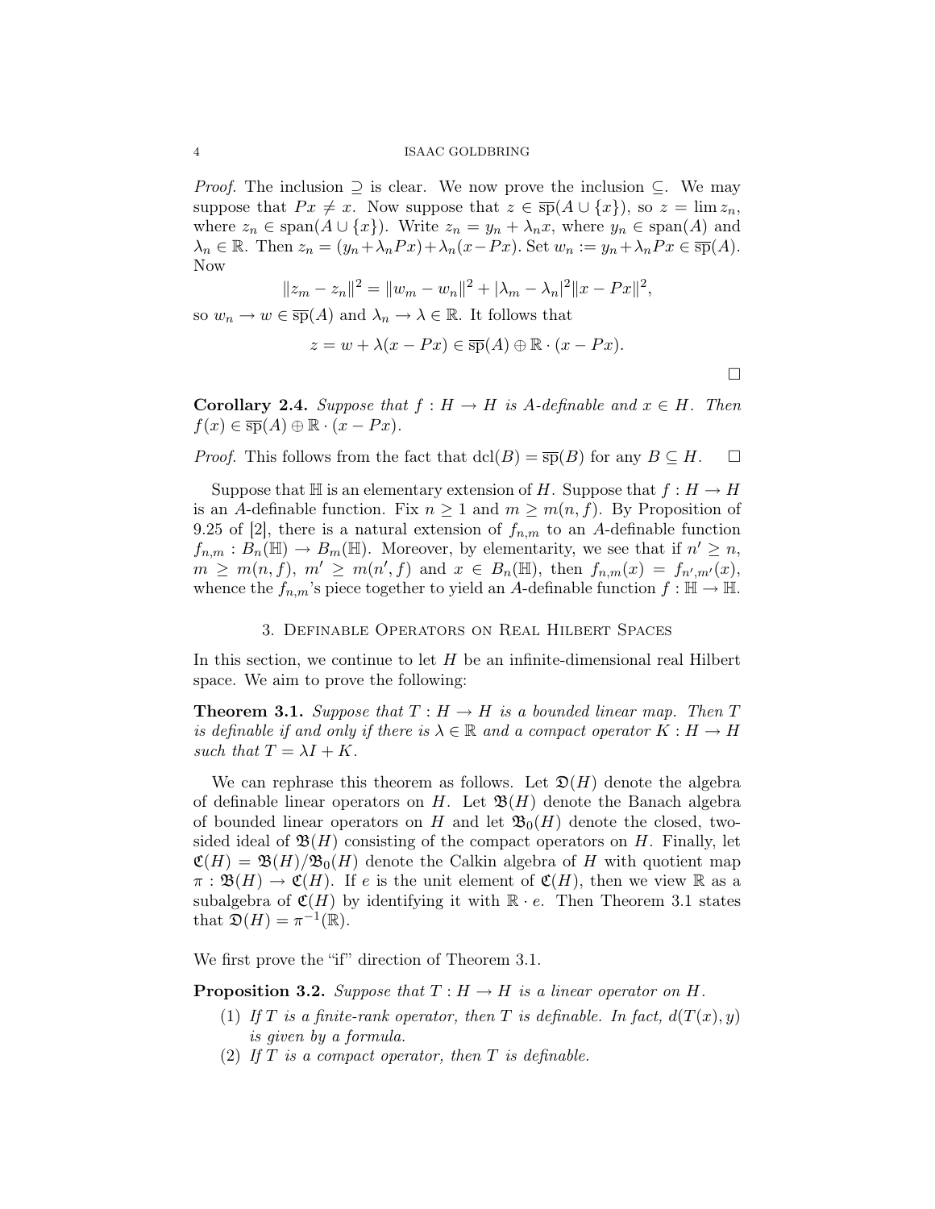*Proof.* The inclusion $\supseteq$ is clear. We now prove the inclusion $\subseteq$. We may suppose that $Px \neq x$. Now suppose that $z \in \overline{\mathrm{sp}}(A \cup \{x\})$, so $z = \lim z_n$, where $z_n \in \mathrm{span}(A \cup \{x\})$. Write $z_n = y_n + \lambda_n x$, where $y_n \in \mathrm{span}(A)$ and $\lambda_n \in \mathbb{R}$. Then $z_n = (y_n + \lambda_n Px) + \lambda_n(x - Px)$. Set $w_n := y_n + \lambda_n Px \in \overline{\mathrm{sp}}(A)$. Now

$$\|z_m - z_n\|^2 = \|w_m - w_n\|^2 + |\lambda_m - \lambda_n|^2 \|x - Px\|^2,$$

so $w_n \to w \in \overline{\mathrm{sp}}(A)$ and $\lambda_n \to \lambda \in \mathbb{R}$. It follows that

$$z = w + \lambda(x - Px) \in \overline{\mathrm{sp}}(A) \oplus \mathbb{R} \cdot (x - Px).$$

$\square$

**Corollary 2.4.** *Suppose that $f : H \to H$ is $A$-definable and $x \in H$. Then $f(x) \in \overline{\mathrm{sp}}(A) \oplus \mathbb{R} \cdot (x - Px)$.*

*Proof.* This follows from the fact that $\mathrm{dcl}(B) = \overline{\mathrm{sp}}(B)$ for any $B \subseteq H$. $\square$

Suppose that $\mathbb{H}$ is an elementary extension of $H$. Suppose that $f : H \to H$ is an $A$-definable function. Fix $n \geq 1$ and $m \geq m(n, f)$. By Proposition of 9.25 of [2], there is a natural extension of $f_{n,m}$ to an $A$-definable function $f_{n,m} : B_n(\mathbb{H}) \to B_m(\mathbb{H})$. Moreover, by elementarity, we see that if $n' \geq n$, $m \geq m(n, f)$, $m' \geq m(n', f)$ and $x \in B_n(\mathbb{H})$, then $f_{n,m}(x) = f_{n',m'}(x)$, whence the $f_{n,m}$'s piece together to yield an $A$-definable function $f : \mathbb{H} \to \mathbb{H}$.

## 3. Definable Operators on Real Hilbert Spaces

In this section, we continue to let $H$ be an infinite-dimensional real Hilbert space. We aim to prove the following:

**Theorem 3.1.** *Suppose that $T : H \to H$ is a bounded linear map. Then $T$ is definable if and only if there is $\lambda \in \mathbb{R}$ and a compact operator $K : H \to H$ such that $T = \lambda I + K$.*

We can rephrase this theorem as follows. Let $\mathfrak{D}(H)$ denote the algebra of definable linear operators on $H$. Let $\mathfrak{B}(H)$ denote the Banach algebra of bounded linear operators on $H$ and let $\mathfrak{B}_0(H)$ denote the closed, two-sided ideal of $\mathfrak{B}(H)$ consisting of the compact operators on $H$. Finally, let $\mathfrak{C}(H) = \mathfrak{B}(H)/\mathfrak{B}_0(H)$ denote the Calkin algebra of $H$ with quotient map $\pi : \mathfrak{B}(H) \to \mathfrak{C}(H)$. If $e$ is the unit element of $\mathfrak{C}(H)$, then we view $\mathbb{R}$ as a subalgebra of $\mathfrak{C}(H)$ by identifying it with $\mathbb{R} \cdot e$. Then Theorem 3.1 states that $\mathfrak{D}(H) = \pi^{-1}(\mathbb{R})$.

We first prove the "if" direction of Theorem 3.1.

**Proposition 3.2.** *Suppose that $T : H \to H$ is a linear operator on $H$.*

1. *If $T$ is a finite-rank operator, then $T$ is definable. In fact, $d(T(x), y)$ is given by a formula.*
2. *If $T$ is a compact operator, then $T$ is definable.*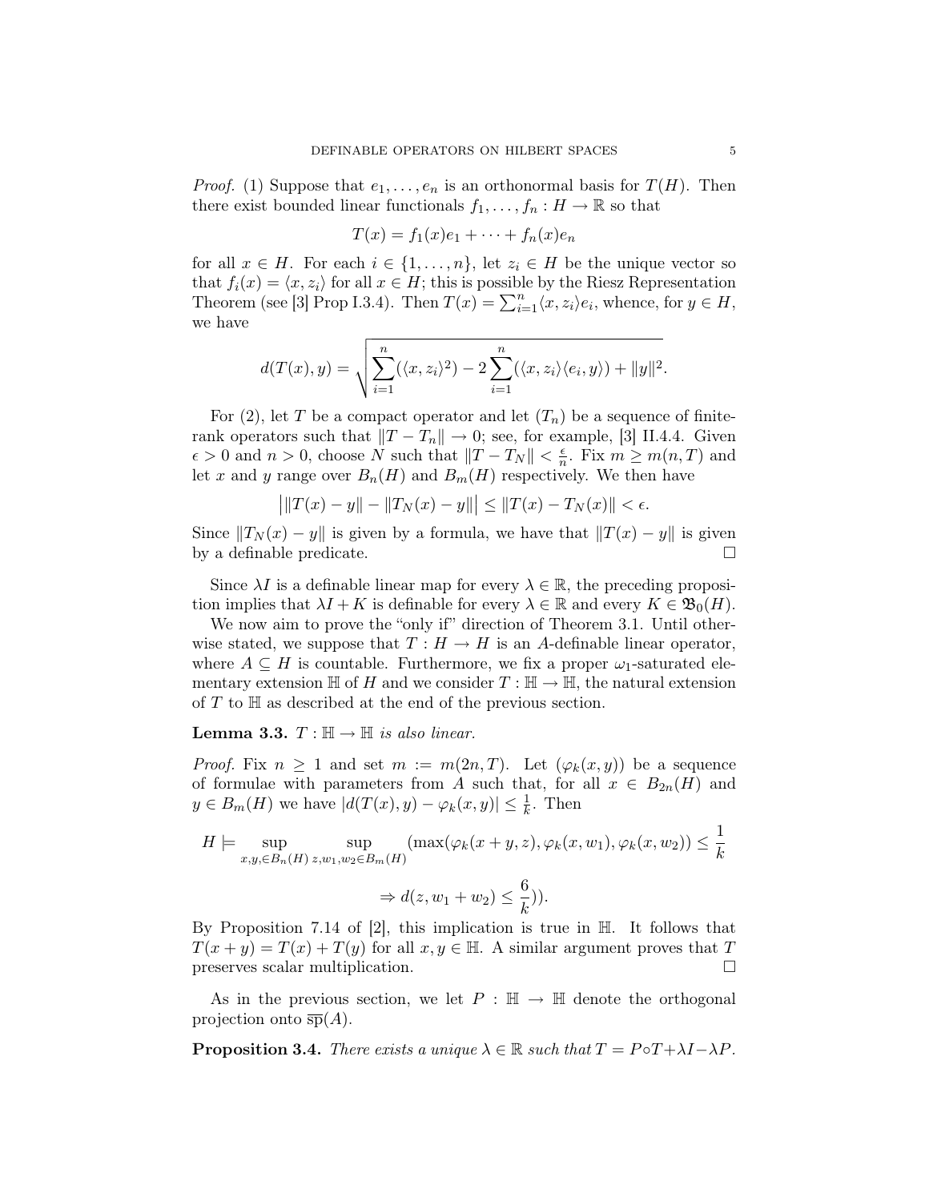*Proof.* (1) Suppose that $e_1, \ldots, e_n$ is an orthonormal basis for $T(H)$. Then there exist bounded linear functionals $f_1, \ldots, f_n : H \to \mathbb{R}$ so that

$$T(x) = f_1(x)e_1 + \cdots + f_n(x)e_n$$

for all $x \in H$. For each $i \in \{1, \ldots, n\}$, let $z_i \in H$ be the unique vector so that $f_i(x) = \langle x, z_i \rangle$ for all $x \in H$; this is possible by the Riesz Representation Theorem (see [3] Prop I.3.4). Then $T(x) = \sum_{i=1}^{n} \langle x, z_i \rangle e_i$, whence, for $y \in H$, we have

$$d(T(x), y) = \sqrt{\sum_{i=1}^{n} (\langle x, z_i \rangle^2) - 2 \sum_{i=1}^{n} (\langle x, z_i \rangle \langle e_i, y \rangle) + \|y\|^2}.$$

For (2), let $T$ be a compact operator and let $(T_n)$ be a sequence of finite-rank operators such that $\|T - T_n\| \to 0$; see, for example, [3] II.4.4. Given $\epsilon > 0$ and $n > 0$, choose $N$ such that $\|T - T_N\| < \frac{\epsilon}{n}$. Fix $m \geq m(n, T)$ and let $x$ and $y$ range over $B_n(H)$ and $B_m(H)$ respectively. We then have

$$\big| \|T(x) - y\| - \|T_N(x) - y\| \big| \leq \|T(x) - T_N(x)\| < \epsilon.$$

Since $\|T_N(x) - y\|$ is given by a formula, we have that $\|T(x) - y\|$ is given by a definable predicate. □

Since $\lambda I$ is a definable linear map for every $\lambda \in \mathbb{R}$, the preceding proposition implies that $\lambda I + K$ is definable for every $\lambda \in \mathbb{R}$ and every $K \in \mathfrak{B}_0(H)$.

We now aim to prove the "only if" direction of Theorem 3.1. Until otherwise stated, we suppose that $T : H \to H$ is an $A$-definable linear operator, where $A \subseteq H$ is countable. Furthermore, we fix a proper $\omega_1$-saturated elementary extension $\mathbb{H}$ of $H$ and we consider $T : \mathbb{H} \to \mathbb{H}$, the natural extension of $T$ to $\mathbb{H}$ as described at the end of the previous section.

**Lemma 3.3.** *$T : \mathbb{H} \to \mathbb{H}$ is also linear.*

*Proof.* Fix $n \geq 1$ and set $m := m(2n, T)$. Let $(\varphi_k(x, y))$ be a sequence of formulae with parameters from $A$ such that, for all $x \in B_{2n}(H)$ and $y \in B_m(H)$ we have $|d(T(x), y) - \varphi_k(x, y)| \leq \frac{1}{k}$. Then

$$H \models \sup_{x,y,\in B_n(H)} \sup_{z,w_1,w_2 \in B_m(H)} (\max(\varphi_k(x + y, z), \varphi_k(x, w_1), \varphi_k(x, w_2)) \leq \frac{1}{k}$$

$$\Rightarrow d(z, w_1 + w_2) \leq \frac{6}{k})).$$

By Proposition 7.14 of [2], this implication is true in $\mathbb{H}$. It follows that $T(x + y) = T(x) + T(y)$ for all $x, y \in \mathbb{H}$. A similar argument proves that $T$ preserves scalar multiplication. □

As in the previous section, we let $P : \mathbb{H} \to \mathbb{H}$ denote the orthogonal projection onto $\overline{\text{sp}}(A)$.

**Proposition 3.4.** *There exists a unique $\lambda \in \mathbb{R}$ such that $T = P \circ T + \lambda I - \lambda P$.*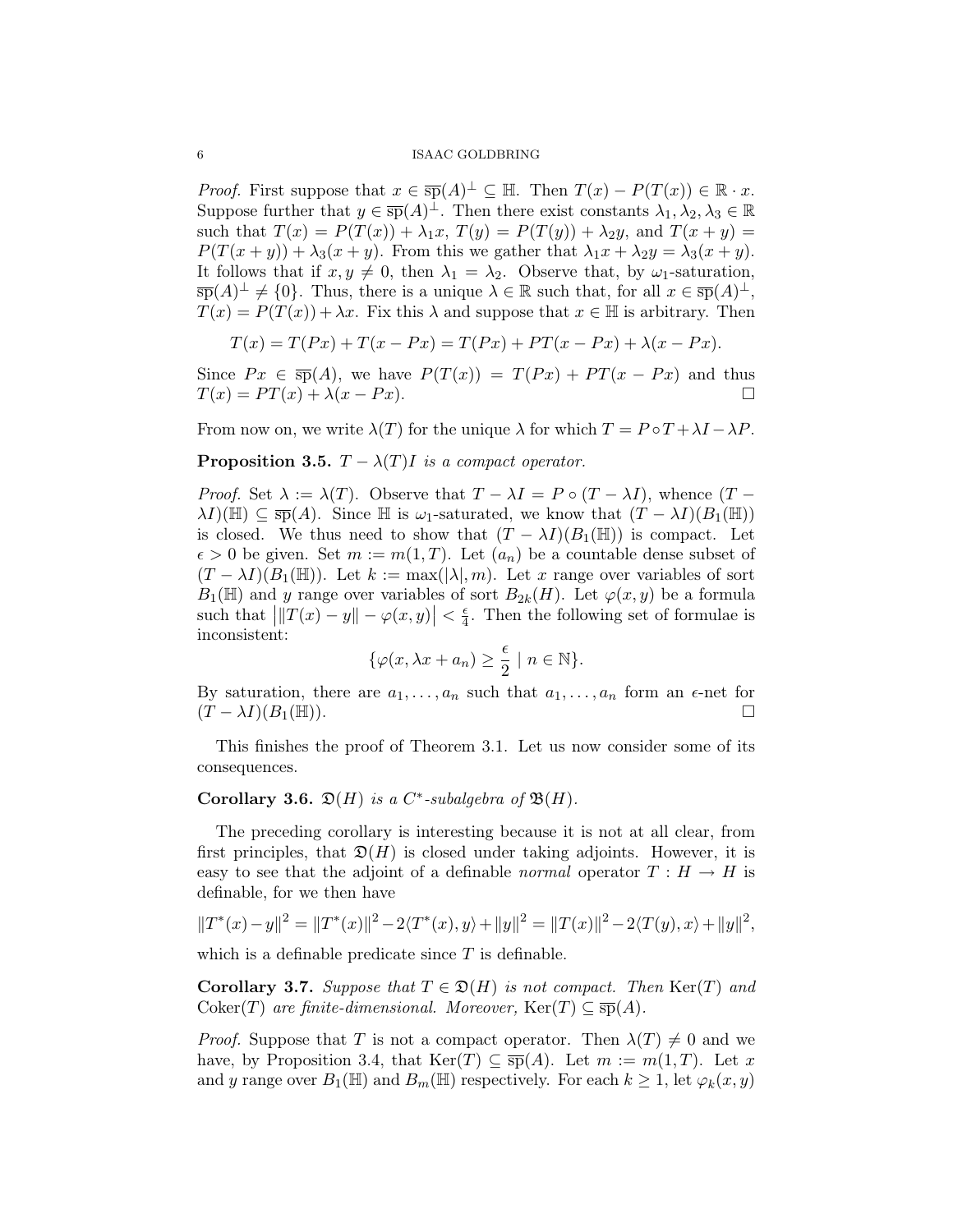*Proof.* First suppose that $x \in \overline{\text{sp}}(A)^\perp \subseteq \mathbb{H}$. Then $T(x) - P(T(x)) \in \mathbb{R} \cdot x$. Suppose further that $y \in \overline{\text{sp}}(A)^\perp$. Then there exist constants $\lambda_1, \lambda_2, \lambda_3 \in \mathbb{R}$ such that $T(x) = P(T(x)) + \lambda_1 x$, $T(y) = P(T(y)) + \lambda_2 y$, and $T(x+y) = P(T(x+y)) + \lambda_3(x+y)$. From this we gather that $\lambda_1 x + \lambda_2 y = \lambda_3(x+y)$. It follows that if $x, y \neq 0$, then $\lambda_1 = \lambda_2$. Observe that, by $\omega_1$-saturation, $\overline{\text{sp}}(A)^\perp \neq \{0\}$. Thus, there is a unique $\lambda \in \mathbb{R}$ such that, for all $x \in \overline{\text{sp}}(A)^\perp$, $T(x) = P(T(x)) + \lambda x$. Fix this $\lambda$ and suppose that $x \in \mathbb{H}$ is arbitrary. Then

$$T(x) = T(Px) + T(x - Px) = T(Px) + PT(x - Px) + \lambda(x - Px).$$

Since $Px \in \overline{\text{sp}}(A)$, we have $P(T(x)) = T(Px) + PT(x - Px)$ and thus $T(x) = PT(x) + \lambda(x - Px)$. $\square$

From now on, we write $\lambda(T)$ for the unique $\lambda$ for which $T = P \circ T + \lambda I - \lambda P$.

**Proposition 3.5.** *$T - \lambda(T)I$ is a compact operator.*

*Proof.* Set $\lambda := \lambda(T)$. Observe that $T - \lambda I = P \circ (T - \lambda I)$, whence $(T - \lambda I)(\mathbb{H}) \subseteq \overline{\text{sp}}(A)$. Since $\mathbb{H}$ is $\omega_1$-saturated, we know that $(T - \lambda I)(B_1(\mathbb{H}))$ is closed. We thus need to show that $(T - \lambda I)(B_1(\mathbb{H}))$ is compact. Let $\epsilon > 0$ be given. Set $m := m(1, T)$. Let $(a_n)$ be a countable dense subset of $(T - \lambda I)(B_1(\mathbb{H}))$. Let $k := \max(|\lambda|, m)$. Let $x$ range over variables of sort $B_1(\mathbb{H})$ and $y$ range over variables of sort $B_{2k}(H)$. Let $\varphi(x, y)$ be a formula such that $\left| \|T(x) - y\| - \varphi(x, y) \right| < \frac{\epsilon}{4}$. Then the following set of formulae is inconsistent:

$$\{\varphi(x, \lambda x + a_n) \geq \frac{\epsilon}{2} \mid n \in \mathbb{N}\}.$$

By saturation, there are $a_1, \ldots, a_n$ such that $a_1, \ldots, a_n$ form an $\epsilon$-net for $(T - \lambda I)(B_1(\mathbb{H}))$. $\square$

This finishes the proof of Theorem 3.1. Let us now consider some of its consequences.

**Corollary 3.6.** *$\mathfrak{D}(H)$ is a $C^*$-subalgebra of $\mathfrak{B}(H)$.*

The preceding corollary is interesting because it is not at all clear, from first principles, that $\mathfrak{D}(H)$ is closed under taking adjoints. However, it is easy to see that the adjoint of a definable *normal* operator $T : H \to H$ is definable, for we then have

$$\|T^*(x) - y\|^2 = \|T^*(x)\|^2 - 2\langle T^*(x), y\rangle + \|y\|^2 = \|T(x)\|^2 - 2\langle T(y), x\rangle + \|y\|^2,$$

which is a definable predicate since $T$ is definable.

**Corollary 3.7.** *Suppose that $T \in \mathfrak{D}(H)$ is not compact. Then $\text{Ker}(T)$ and $\text{Coker}(T)$ are finite-dimensional. Moreover, $\text{Ker}(T) \subseteq \overline{\text{sp}}(A)$.*

*Proof.* Suppose that $T$ is not a compact operator. Then $\lambda(T) \neq 0$ and we have, by Proposition 3.4, that $\text{Ker}(T) \subseteq \overline{\text{sp}}(A)$. Let $m := m(1, T)$. Let $x$ and $y$ range over $B_1(\mathbb{H})$ and $B_m(\mathbb{H})$ respectively. For each $k \geq 1$, let $\varphi_k(x, y)$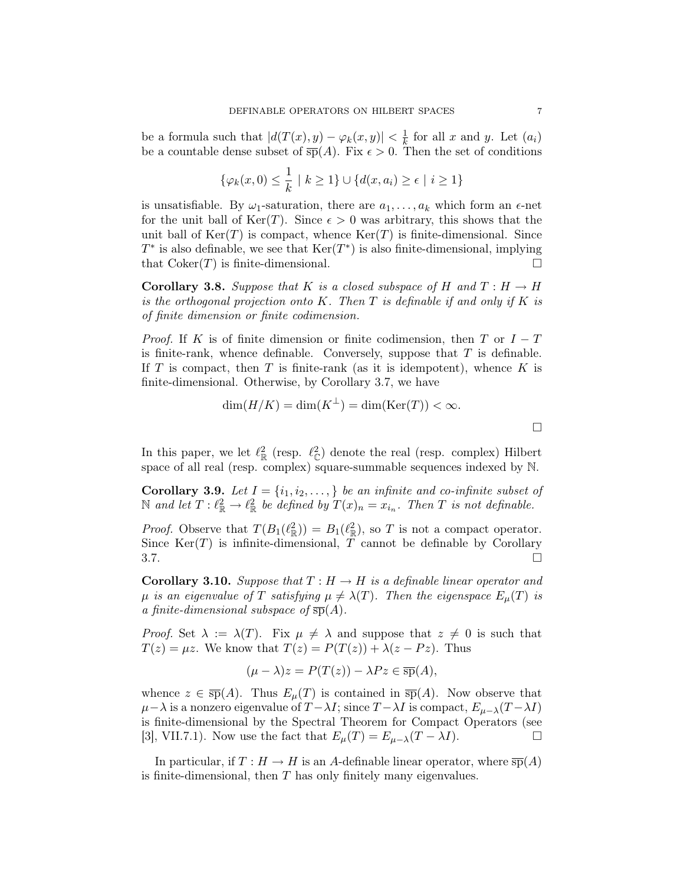be a formula such that $|d(T(x), y) - \varphi_k(x, y)| < \frac{1}{k}$ for all $x$ and $y$. Let $(a_i)$ be a countable dense subset of $\overline{\mathrm{sp}}(A)$. Fix $\epsilon > 0$. Then the set of conditions

$$\{\varphi_k(x, 0) \leq \frac{1}{k} \mid k \geq 1\} \cup \{d(x, a_i) \geq \epsilon \mid i \geq 1\}$$

is unsatisfiable. By $\omega_1$-saturation, there are $a_1, \ldots, a_k$ which form an $\epsilon$-net for the unit ball of $\mathrm{Ker}(T)$. Since $\epsilon > 0$ was arbitrary, this shows that the unit ball of $\mathrm{Ker}(T)$ is compact, whence $\mathrm{Ker}(T)$ is finite-dimensional. Since $T^*$ is also definable, we see that $\mathrm{Ker}(T^*)$ is also finite-dimensional, implying that $\mathrm{Coker}(T)$ is finite-dimensional. □

**Corollary 3.8.** *Suppose that $K$ is a closed subspace of $H$ and $T : H \to H$ is the orthogonal projection onto $K$. Then $T$ is definable if and only if $K$ is of finite dimension or finite codimension.*

*Proof.* If $K$ is of finite dimension or finite codimension, then $T$ or $I - T$ is finite-rank, whence definable. Conversely, suppose that $T$ is definable. If $T$ is compact, then $T$ is finite-rank (as it is idempotent), whence $K$ is finite-dimensional. Otherwise, by Corollary 3.7, we have

$$\dim(H/K) = \dim(K^{\perp}) = \dim(\mathrm{Ker}(T)) < \infty.$$

□

In this paper, we let $\ell^2_{\mathbb{R}}$ (resp. $\ell^2_{\mathbb{C}}$) denote the real (resp. complex) Hilbert space of all real (resp. complex) square-summable sequences indexed by $\mathbb{N}$.

**Corollary 3.9.** *Let $I = \{i_1, i_2, \ldots, \}$ be an infinite and co-infinite subset of $\mathbb{N}$ and let $T : \ell^2_{\mathbb{R}} \to \ell^2_{\mathbb{R}}$ be defined by $T(x)_n = x_{i_n}$. Then $T$ is not definable.*

*Proof.* Observe that $T(B_1(\ell^2_{\mathbb{R}})) = B_1(\ell^2_{\mathbb{R}})$, so $T$ is not a compact operator. Since $\mathrm{Ker}(T)$ is infinite-dimensional, $T$ cannot be definable by Corollary 3.7. □

**Corollary 3.10.** *Suppose that $T : H \to H$ is a definable linear operator and $\mu$ is an eigenvalue of $T$ satisfying $\mu \neq \lambda(T)$. Then the eigenspace $E_\mu(T)$ is a finite-dimensional subspace of $\overline{\mathrm{sp}}(A)$.*

*Proof.* Set $\lambda := \lambda(T)$. Fix $\mu \neq \lambda$ and suppose that $z \neq 0$ is such that $T(z) = \mu z$. We know that $T(z) = P(T(z)) + \lambda(z - Pz)$. Thus

$$(\mu - \lambda)z = P(T(z)) - \lambda P z \in \overline{\mathrm{sp}}(A),$$

whence $z \in \overline{\mathrm{sp}}(A)$. Thus $E_\mu(T)$ is contained in $\overline{\mathrm{sp}}(A)$. Now observe that $\mu - \lambda$ is a nonzero eigenvalue of $T - \lambda I$; since $T - \lambda I$ is compact, $E_{\mu-\lambda}(T - \lambda I)$ is finite-dimensional by the Spectral Theorem for Compact Operators (see [3], VII.7.1). Now use the fact that $E_\mu(T) = E_{\mu-\lambda}(T - \lambda I)$. □

In particular, if $T : H \to H$ is an $A$-definable linear operator, where $\overline{\mathrm{sp}}(A)$ is finite-dimensional, then $T$ has only finitely many eigenvalues.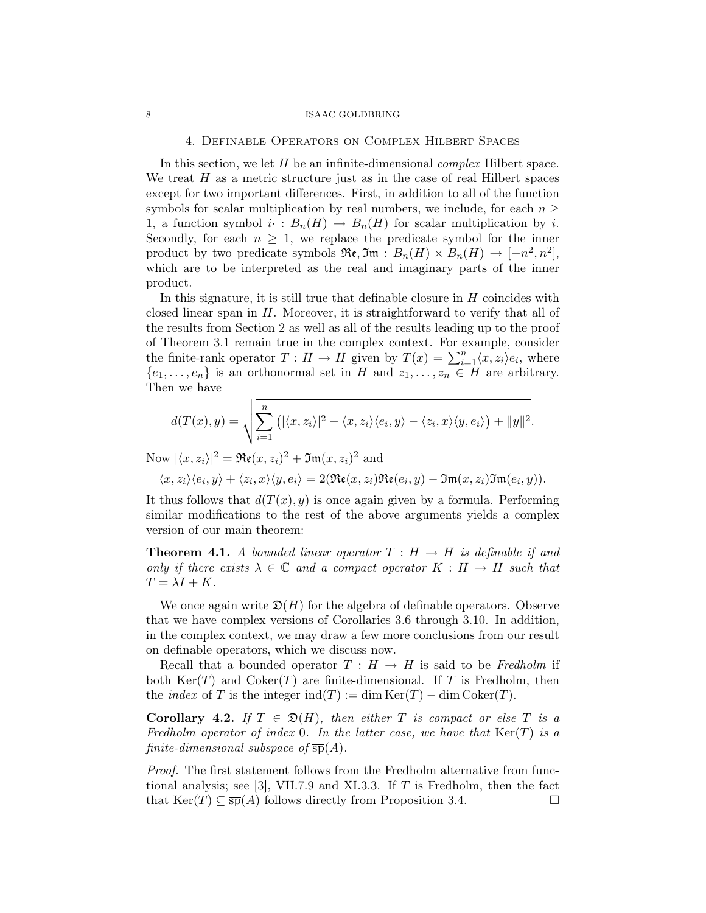## 4. Definable Operators on Complex Hilbert Spaces

In this section, we let $H$ be an infinite-dimensional *complex* Hilbert space. We treat $H$ as a metric structure just as in the case of real Hilbert spaces except for two important differences. First, in addition to all of the function symbols for scalar multiplication by real numbers, we include, for each $n \geq 1$, a function symbol $i\cdot : B_n(H) \to B_n(H)$ for scalar multiplication by $i$. Secondly, for each $n \geq 1$, we replace the predicate symbol for the inner product by two predicate symbols $\mathfrak{Re}, \mathfrak{Im} : B_n(H) \times B_n(H) \to [-n^2, n^2]$, which are to be interpreted as the real and imaginary parts of the inner product.

In this signature, it is still true that definable closure in $H$ coincides with closed linear span in $H$. Moreover, it is straightforward to verify that all of the results from Section 2 as well as all of the results leading up to the proof of Theorem 3.1 remain true in the complex context. For example, consider the finite-rank operator $T : H \to H$ given by $T(x) = \sum_{i=1}^{n} \langle x, z_i \rangle e_i$, where $\{e_1, \ldots, e_n\}$ is an orthonormal set in $H$ and $z_1, \ldots, z_n \in H$ are arbitrary. Then we have

$$d(T(x), y) = \sqrt{\sum_{i=1}^{n} \left( |\langle x, z_i \rangle|^2 - \langle x, z_i \rangle \langle e_i, y \rangle - \langle z_i, x \rangle \langle y, e_i \rangle \right) + \|y\|^2}.$$

Now $|\langle x, z_i \rangle|^2 = \mathfrak{Re}(x, z_i)^2 + \mathfrak{Im}(x, z_i)^2$ and

$$\langle x, z_i \rangle \langle e_i, y \rangle + \langle z_i, x \rangle \langle y, e_i \rangle = 2(\mathfrak{Re}(x, z_i)\mathfrak{Re}(e_i, y) - \mathfrak{Im}(x, z_i)\mathfrak{Im}(e_i, y)).$$

It thus follows that $d(T(x), y)$ is once again given by a formula. Performing similar modifications to the rest of the above arguments yields a complex version of our main theorem:

**Theorem 4.1.** *A bounded linear operator $T : H \to H$ is definable if and only if there exists $\lambda \in \mathbb{C}$ and a compact operator $K : H \to H$ such that $T = \lambda I + K$.*

We once again write $\mathfrak{D}(H)$ for the algebra of definable operators. Observe that we have complex versions of Corollaries 3.6 through 3.10. In addition, in the complex context, we may draw a few more conclusions from our result on definable operators, which we discuss now.

Recall that a bounded operator $T : H \to H$ is said to be *Fredholm* if both $\mathrm{Ker}(T)$ and $\mathrm{Coker}(T)$ are finite-dimensional. If $T$ is Fredholm, then the *index* of $T$ is the integer $\mathrm{ind}(T) := \dim \mathrm{Ker}(T) - \dim \mathrm{Coker}(T)$.

**Corollary 4.2.** *If $T \in \mathfrak{D}(H)$, then either $T$ is compact or else $T$ is a Fredholm operator of index 0. In the latter case, we have that $\mathrm{Ker}(T)$ is a finite-dimensional subspace of $\overline{\mathrm{sp}}(A)$.*

*Proof.* The first statement follows from the Fredholm alternative from functional analysis; see [3], VII.7.9 and XI.3.3. If $T$ is Fredholm, then the fact that $\mathrm{Ker}(T) \subseteq \overline{\mathrm{sp}}(A)$ follows directly from Proposition 3.4. □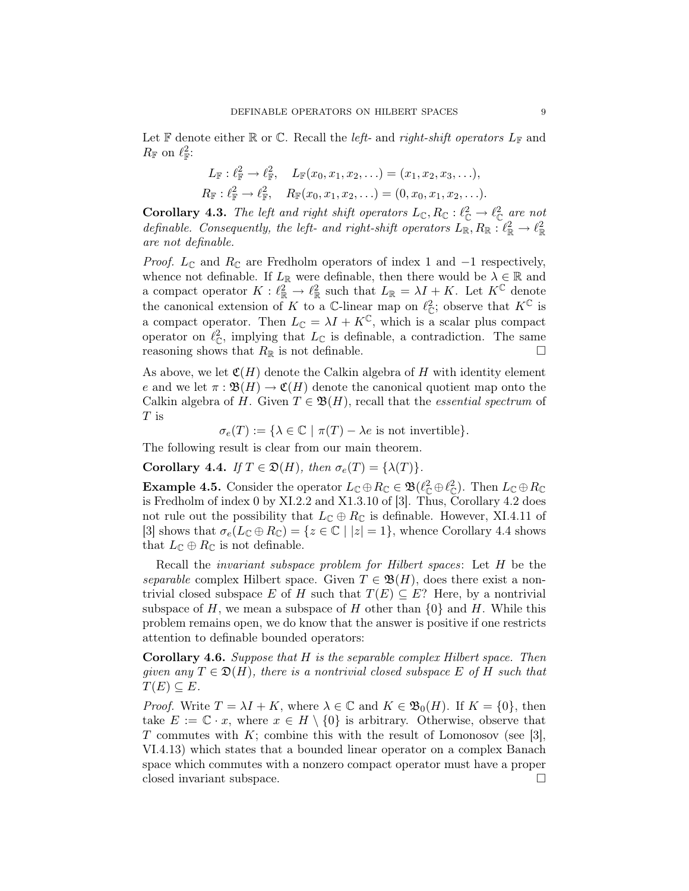Let $\mathbb{F}$ denote either $\mathbb{R}$ or $\mathbb{C}$. Recall the *left-* and *right-shift operators* $L_{\mathbb{F}}$ and $R_{\mathbb{F}}$ on $\ell^2_{\mathbb{F}}$:

$$L_{\mathbb{F}} : \ell^2_{\mathbb{F}} \to \ell^2_{\mathbb{F}}, \quad L_{\mathbb{F}}(x_0, x_1, x_2, \ldots) = (x_1, x_2, x_3, \ldots),$$
$$R_{\mathbb{F}} : \ell^2_{\mathbb{F}} \to \ell^2_{\mathbb{F}}, \quad R_{\mathbb{F}}(x_0, x_1, x_2, \ldots) = (0, x_0, x_1, x_2, \ldots).$$

**Corollary 4.3.** *The left and right shift operators $L_{\mathbb{C}}, R_{\mathbb{C}} : \ell^2_{\mathbb{C}} \to \ell^2_{\mathbb{C}}$ are not definable. Consequently, the left- and right-shift operators $L_{\mathbb{R}}, R_{\mathbb{R}} : \ell^2_{\mathbb{R}} \to \ell^2_{\mathbb{R}}$ are not definable.*

*Proof.* $L_{\mathbb{C}}$ and $R_{\mathbb{C}}$ are Fredholm operators of index 1 and $-1$ respectively, whence not definable. If $L_{\mathbb{R}}$ were definable, then there would be $\lambda \in \mathbb{R}$ and a compact operator $K : \ell^2_{\mathbb{R}} \to \ell^2_{\mathbb{R}}$ such that $L_{\mathbb{R}} = \lambda I + K$. Let $K^{\mathbb{C}}$ denote the canonical extension of $K$ to a $\mathbb{C}$-linear map on $\ell^2_{\mathbb{C}}$; observe that $K^{\mathbb{C}}$ is a compact operator. Then $L_{\mathbb{C}} = \lambda I + K^{\mathbb{C}}$, which is a scalar plus compact operator on $\ell^2_{\mathbb{C}}$, implying that $L_{\mathbb{C}}$ is definable, a contradiction. The same reasoning shows that $R_{\mathbb{R}}$ is not definable. $\square$

As above, we let $\mathfrak{C}(H)$ denote the Calkin algebra of $H$ with identity element $e$ and we let $\pi : \mathfrak{B}(H) \to \mathfrak{C}(H)$ denote the canonical quotient map onto the Calkin algebra of $H$. Given $T \in \mathfrak{B}(H)$, recall that the *essential spectrum* of $T$ is

$$\sigma_e(T) := \{\lambda \in \mathbb{C} \mid \pi(T) - \lambda e \text{ is not invertible}\}.$$

The following result is clear from our main theorem.

**Corollary 4.4.** *If $T \in \mathfrak{D}(H)$, then $\sigma_e(T) = \{\lambda(T)\}$.*

**Example 4.5.** Consider the operator $L_{\mathbb{C}} \oplus R_{\mathbb{C}} \in \mathfrak{B}(\ell^2_{\mathbb{C}} \oplus \ell^2_{\mathbb{C}})$. Then $L_{\mathbb{C}} \oplus R_{\mathbb{C}}$ is Fredholm of index 0 by XI.2.2 and X1.3.10 of [3]. Thus, Corollary 4.2 does not rule out the possibility that $L_{\mathbb{C}} \oplus R_{\mathbb{C}}$ is definable. However, XI.4.11 of [3] shows that $\sigma_e(L_{\mathbb{C}} \oplus R_{\mathbb{C}}) = \{z \in \mathbb{C} \mid |z| = 1\}$, whence Corollary 4.4 shows that $L_{\mathbb{C}} \oplus R_{\mathbb{C}}$ is not definable.

Recall the *invariant subspace problem for Hilbert spaces*: Let $H$ be the *separable* complex Hilbert space. Given $T \in \mathfrak{B}(H)$, does there exist a nontrivial closed subspace $E$ of $H$ such that $T(E) \subseteq E$? Here, by a nontrivial subspace of $H$, we mean a subspace of $H$ other than $\{0\}$ and $H$. While this problem remains open, we do know that the answer is positive if one restricts attention to definable bounded operators:

**Corollary 4.6.** *Suppose that $H$ is the separable complex Hilbert space. Then given any $T \in \mathfrak{D}(H)$, there is a nontrivial closed subspace $E$ of $H$ such that $T(E) \subseteq E$.*

*Proof.* Write $T = \lambda I + K$, where $\lambda \in \mathbb{C}$ and $K \in \mathfrak{B}_0(H)$. If $K = \{0\}$, then take $E := \mathbb{C} \cdot x$, where $x \in H \setminus \{0\}$ is arbitrary. Otherwise, observe that $T$ commutes with $K$; combine this with the result of Lomonosov (see [3], VI.4.13) which states that a bounded linear operator on a complex Banach space which commutes with a nonzero compact operator must have a proper closed invariant subspace. $\square$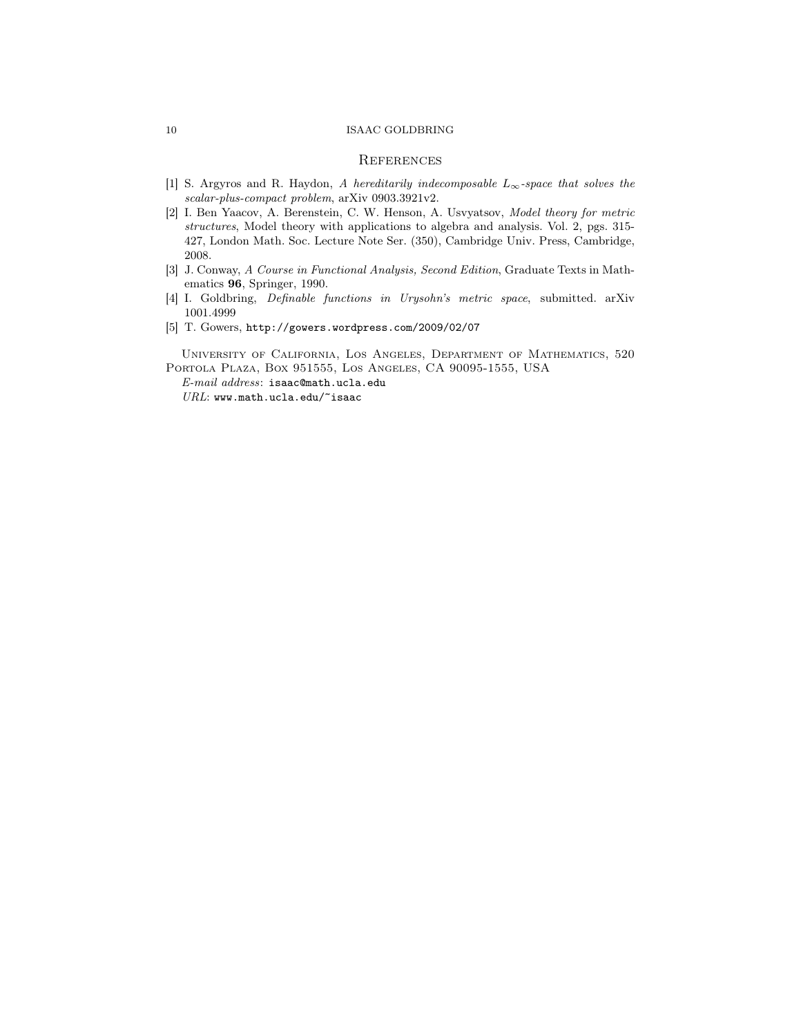## References

[1] S. Argyros and R. Haydon, *A hereditarily indecomposable $L_\infty$-space that solves the scalar-plus-compact problem*, arXiv 0903.3921v2.

[2] I. Ben Yaacov, A. Berenstein, C. W. Henson, A. Usvyatsov, *Model theory for metric structures*, Model theory with applications to algebra and analysis. Vol. 2, pgs. 315-427, London Math. Soc. Lecture Note Ser. (350), Cambridge Univ. Press, Cambridge, 2008.

[3] J. Conway, *A Course in Functional Analysis, Second Edition*, Graduate Texts in Mathematics **96**, Springer, 1990.

[4] I. Goldbring, *Definable functions in Urysohn's metric space*, submitted. arXiv 1001.4999

[5] T. Gowers, `http://gowers.wordpress.com/2009/02/07`

University of California, Los Angeles, Department of Mathematics, 520 Portola Plaza, Box 951555, Los Angeles, CA 90095-1555, USA

*E-mail address*: `isaac@math.ucla.edu`

*URL*: `www.math.ucla.edu/~isaac`